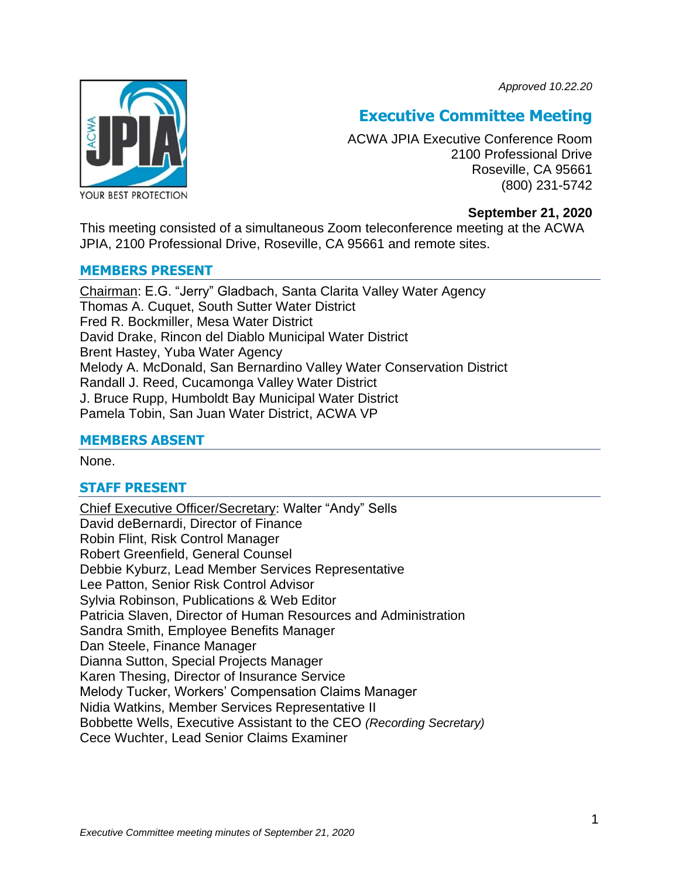*Approved 10.22.20*

# Executive Committee Meeting

ACWA JPIA Executive Conference Room
2100 Professional Drive
Roseville, CA 95661
(800) 231-5742

**September 21, 2020**

This meeting consisted of a simultaneous Zoom teleconference meeting at the ACWA JPIA, 2100 Professional Drive, Roseville, CA 95661 and remote sites.

## MEMBERS PRESENT

Chairman: E.G. "Jerry" Gladbach, Santa Clarita Valley Water Agency
Thomas A. Cuquet, South Sutter Water District
Fred R. Bockmiller, Mesa Water District
David Drake, Rincon del Diablo Municipal Water District
Brent Hastey, Yuba Water Agency
Melody A. McDonald, San Bernardino Valley Water Conservation District
Randall J. Reed, Cucamonga Valley Water District
J. Bruce Rupp, Humboldt Bay Municipal Water District
Pamela Tobin, San Juan Water District, ACWA VP

## MEMBERS ABSENT

None.

## STAFF PRESENT

Chief Executive Officer/Secretary: Walter "Andy" Sells
David deBernardi, Director of Finance
Robin Flint, Risk Control Manager
Robert Greenfield, General Counsel
Debbie Kyburz, Lead Member Services Representative
Lee Patton, Senior Risk Control Advisor
Sylvia Robinson, Publications & Web Editor
Patricia Slaven, Director of Human Resources and Administration
Sandra Smith, Employee Benefits Manager
Dan Steele, Finance Manager
Dianna Sutton, Special Projects Manager
Karen Thesing, Director of Insurance Service
Melody Tucker, Workers' Compensation Claims Manager
Nidia Watkins, Member Services Representative II
Bobbette Wells, Executive Assistant to the CEO *(Recording Secretary)*
Cece Wuchter, Lead Senior Claims Examiner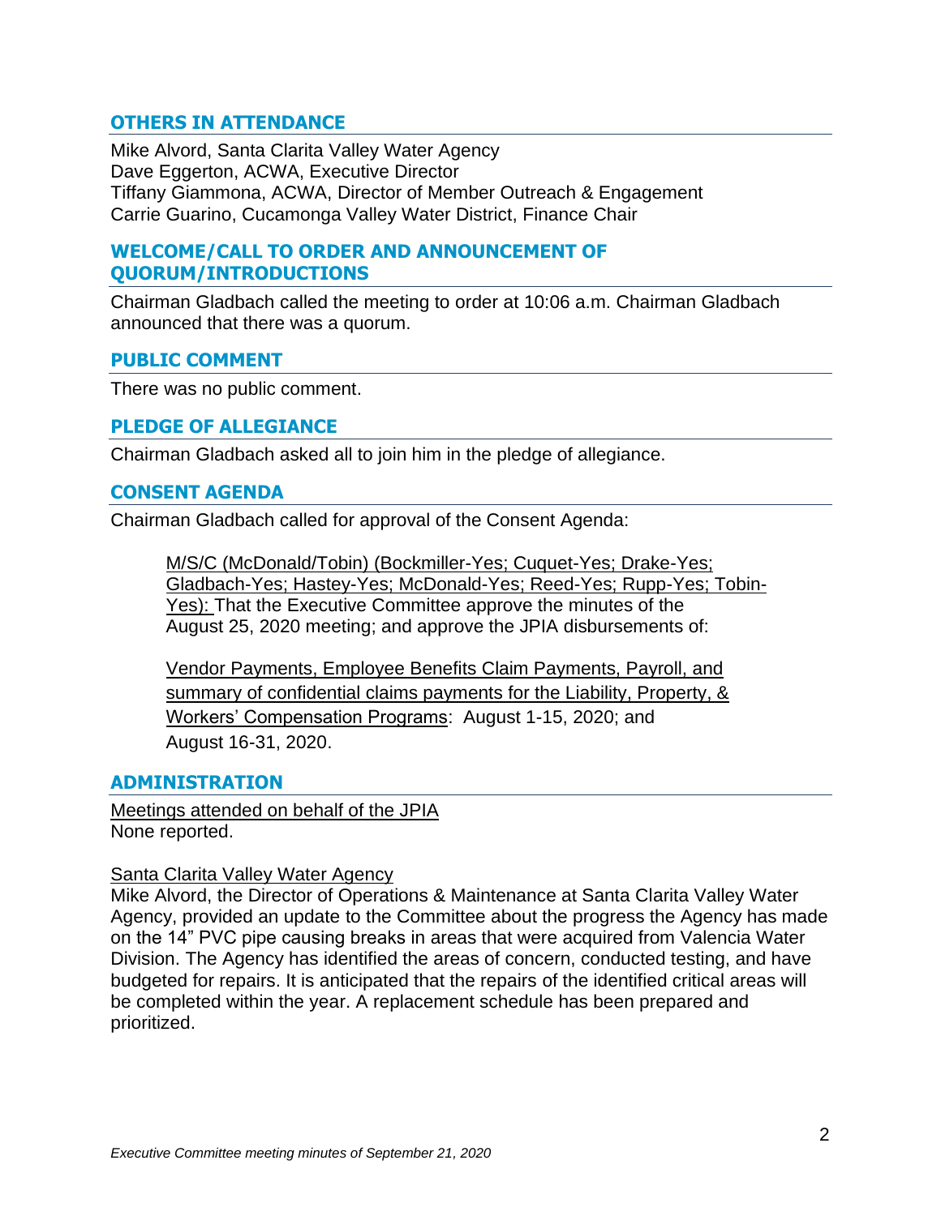## OTHERS IN ATTENDANCE

Mike Alvord, Santa Clarita Valley Water Agency
Dave Eggerton, ACWA, Executive Director
Tiffany Giammona, ACWA, Director of Member Outreach & Engagement
Carrie Guarino, Cucamonga Valley Water District, Finance Chair

## WELCOME/CALL TO ORDER AND ANNOUNCEMENT OF QUORUM/INTRODUCTIONS

Chairman Gladbach called the meeting to order at 10:06 a.m. Chairman Gladbach announced that there was a quorum.

## PUBLIC COMMENT

There was no public comment.

## PLEDGE OF ALLEGIANCE

Chairman Gladbach asked all to join him in the pledge of allegiance.

## CONSENT AGENDA

Chairman Gladbach called for approval of the Consent Agenda:

> <u>M/S/C (McDonald/Tobin) (Bockmiller-Yes; Cuquet-Yes; Drake-Yes; Gladbach-Yes; Hastey-Yes; McDonald-Yes; Reed-Yes; Rupp-Yes; Tobin-Yes):</u> That the Executive Committee approve the minutes of the August 25, 2020 meeting; and approve the JPIA disbursements of:
>
> <u>Vendor Payments, Employee Benefits Claim Payments, Payroll, and summary of confidential claims payments for the Liability, Property, & Workers' Compensation Programs</u>: August 1-15, 2020; and August 16-31, 2020.

## ADMINISTRATION

<u>Meetings attended on behalf of the JPIA</u>
None reported.

<u>Santa Clarita Valley Water Agency</u>
Mike Alvord, the Director of Operations & Maintenance at Santa Clarita Valley Water Agency, provided an update to the Committee about the progress the Agency has made on the 14" PVC pipe causing breaks in areas that were acquired from Valencia Water Division. The Agency has identified the areas of concern, conducted testing, and have budgeted for repairs. It is anticipated that the repairs of the identified critical areas will be completed within the year. A replacement schedule has been prepared and prioritized.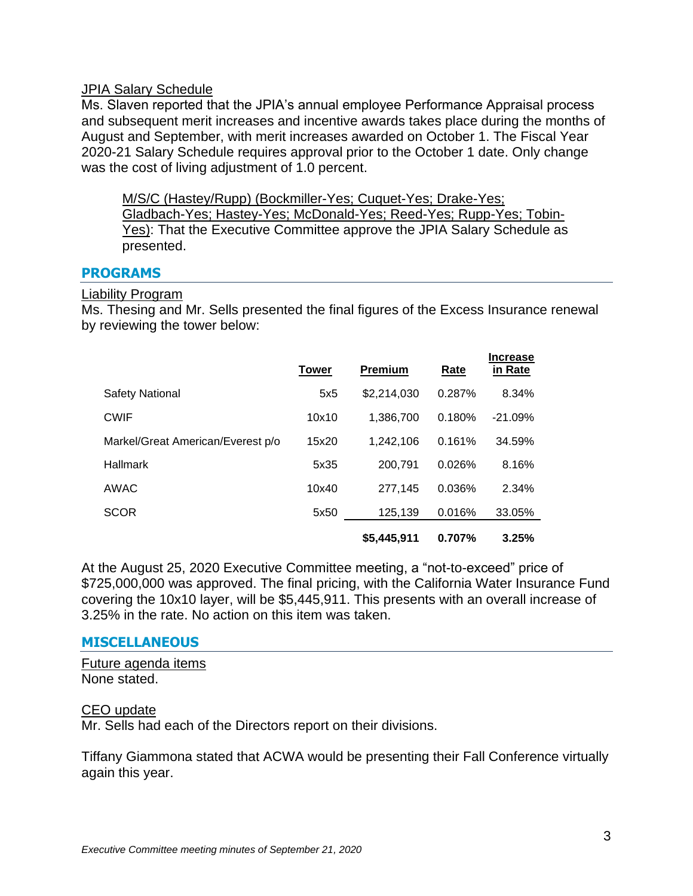JPIA Salary Schedule

Ms. Slaven reported that the JPIA's annual employee Performance Appraisal process and subsequent merit increases and incentive awards takes place during the months of August and September, with merit increases awarded on October 1. The Fiscal Year 2020-21 Salary Schedule requires approval prior to the October 1 date. Only change was the cost of living adjustment of 1.0 percent.

> M/S/C (Hastey/Rupp) (Bockmiller-Yes; Cuquet-Yes; Drake-Yes; Gladbach-Yes; Hastey-Yes; McDonald-Yes; Reed-Yes; Rupp-Yes; Tobin-Yes): That the Executive Committee approve the JPIA Salary Schedule as presented.

## PROGRAMS

Liability Program

Ms. Thesing and Mr. Sells presented the final figures of the Excess Insurance renewal by reviewing the tower below:

| | Tower | Premium | Rate | Increase in Rate |
|---|---|---|---|---|
| Safety National | 5x5 | $2,214,030 | 0.287% | 8.34% |
| CWIF | 10x10 | 1,386,700 | 0.180% | -21.09% |
| Markel/Great American/Everest p/o | 15x20 | 1,242,106 | 0.161% | 34.59% |
| Hallmark | 5x35 | 200,791 | 0.026% | 8.16% |
| AWAC | 10x40 | 277,145 | 0.036% | 2.34% |
| SCOR | 5x50 | 125,139 | 0.016% | 33.05% |
| | | **$5,445,911** | **0.707%** | **3.25%** |

At the August 25, 2020 Executive Committee meeting, a "not-to-exceed" price of $725,000,000 was approved. The final pricing, with the California Water Insurance Fund covering the 10x10 layer, will be $5,445,911. This presents with an overall increase of 3.25% in the rate. No action on this item was taken.

## MISCELLANEOUS

Future agenda items

None stated.

CEO update

Mr. Sells had each of the Directors report on their divisions.

Tiffany Giammona stated that ACWA would be presenting their Fall Conference virtually again this year.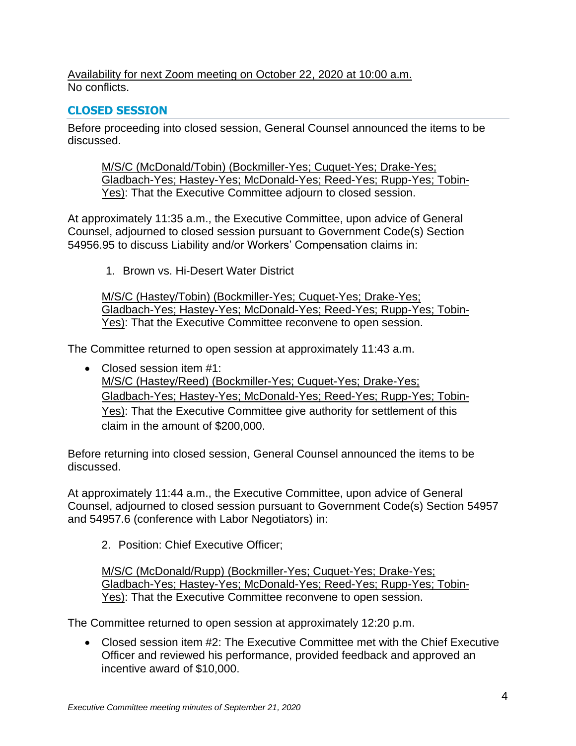Availability for next Zoom meeting on October 22, 2020 at 10:00 a.m.
No conflicts.

## CLOSED SESSION

Before proceeding into closed session, General Counsel announced the items to be discussed.

> M/S/C (McDonald/Tobin) (Bockmiller-Yes; Cuquet-Yes; Drake-Yes; Gladbach-Yes; Hastey-Yes; McDonald-Yes; Reed-Yes; Rupp-Yes; Tobin-Yes): That the Executive Committee adjourn to closed session.

At approximately 11:35 a.m., the Executive Committee, upon advice of General Counsel, adjourned to closed session pursuant to Government Code(s) Section 54956.95 to discuss Liability and/or Workers' Compensation claims in:

1. Brown vs. Hi-Desert Water District

> M/S/C (Hastey/Tobin) (Bockmiller-Yes; Cuquet-Yes; Drake-Yes; Gladbach-Yes; Hastey-Yes; McDonald-Yes; Reed-Yes; Rupp-Yes; Tobin-Yes): That the Executive Committee reconvene to open session.

The Committee returned to open session at approximately 11:43 a.m.

- Closed session item #1:
  M/S/C (Hastey/Reed) (Bockmiller-Yes; Cuquet-Yes; Drake-Yes; Gladbach-Yes; Hastey-Yes; McDonald-Yes; Reed-Yes; Rupp-Yes; Tobin-Yes): That the Executive Committee give authority for settlement of this claim in the amount of $200,000.

Before returning into closed session, General Counsel announced the items to be discussed.

At approximately 11:44 a.m., the Executive Committee, upon advice of General Counsel, adjourned to closed session pursuant to Government Code(s) Section 54957 and 54957.6 (conference with Labor Negotiators) in:

2. Position: Chief Executive Officer;

> M/S/C (McDonald/Rupp) (Bockmiller-Yes; Cuquet-Yes; Drake-Yes; Gladbach-Yes; Hastey-Yes; McDonald-Yes; Reed-Yes; Rupp-Yes; Tobin-Yes): That the Executive Committee reconvene to open session.

The Committee returned to open session at approximately 12:20 p.m.

- Closed session item #2: The Executive Committee met with the Chief Executive Officer and reviewed his performance, provided feedback and approved an incentive award of $10,000.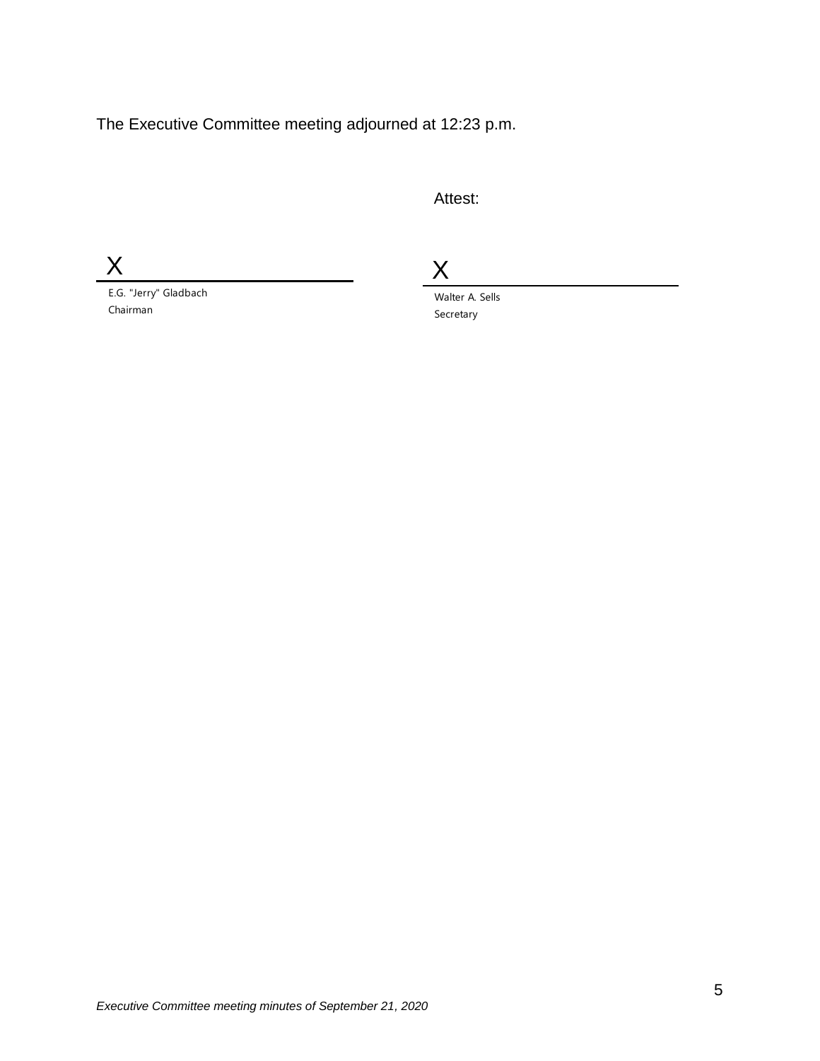The Executive Committee meeting adjourned at 12:23 p.m.

Attest:

X \_\_\_\_\_\_\_\_\_\_\_\_\_\_\_\_\_\_\_\_\_\_\_\_\_\_\_\_\_\_

E.G. "Jerry" Gladbach
Chairman

X \_\_\_\_\_\_\_\_\_\_\_\_\_\_\_\_\_\_\_\_\_\_\_\_\_\_\_\_\_\_

Walter A. Sells
Secretary